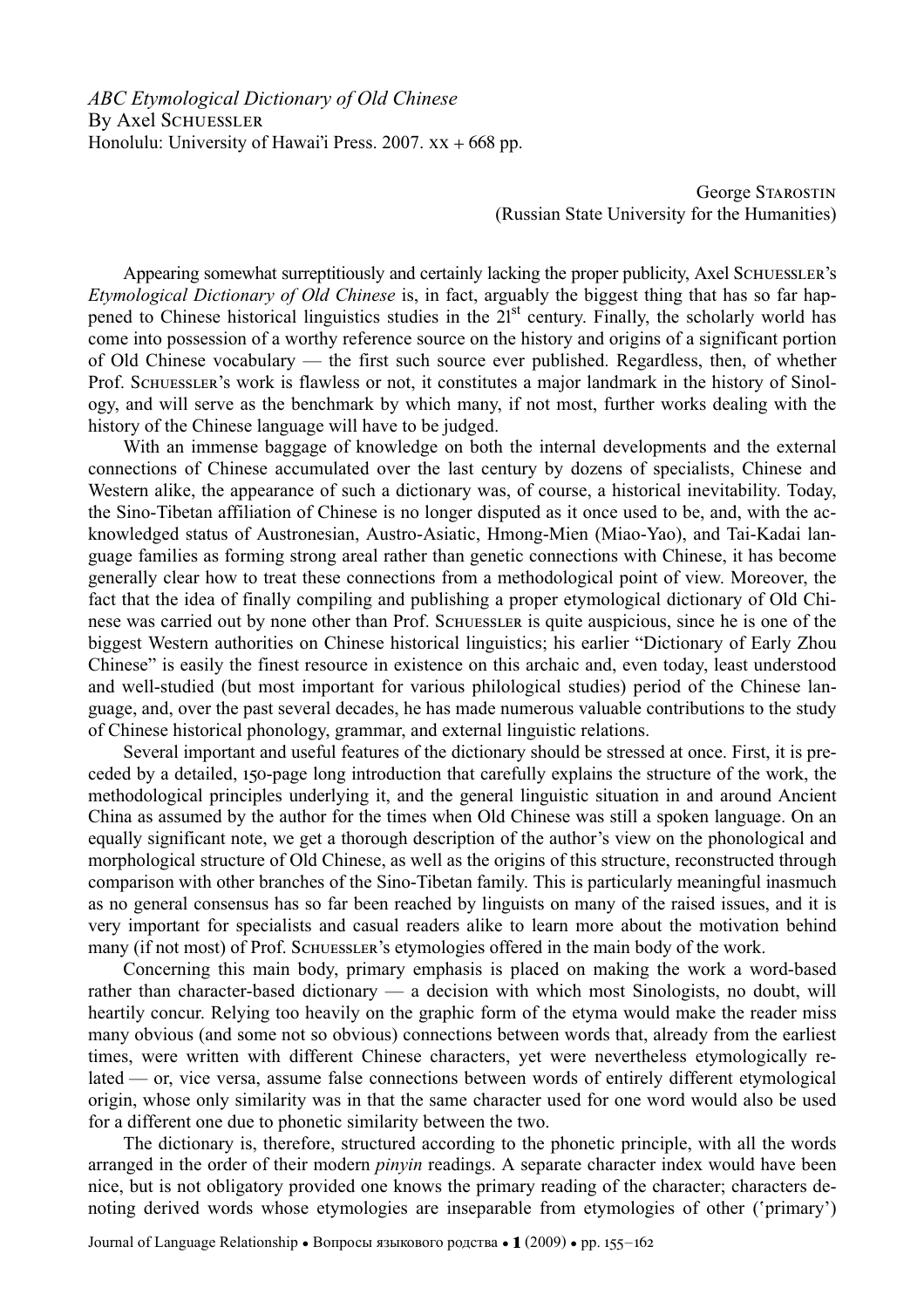*ABC Etymological Dictionary of Old Chinese*
By Axel SCHUESSLER
Honolulu: University of Hawai'i Press. 2007. xx + 668 pp.

George STAROSTIN
(Russian State University for the Humanities)

Appearing somewhat surreptitiously and certainly lacking the proper publicity, Axel SCHUESSLER's *Etymological Dictionary of Old Chinese* is, in fact, arguably the biggest thing that has so far happened to Chinese historical linguistics studies in the 21st century. Finally, the scholarly world has come into possession of a worthy reference source on the history and origins of a significant portion of Old Chinese vocabulary — the first such source ever published. Regardless, then, of whether Prof. SCHUESSLER's work is flawless or not, it constitutes a major landmark in the history of Sinology, and will serve as the benchmark by which many, if not most, further works dealing with the history of the Chinese language will have to be judged.

With an immense baggage of knowledge on both the internal developments and the external connections of Chinese accumulated over the last century by dozens of specialists, Chinese and Western alike, the appearance of such a dictionary was, of course, a historical inevitability. Today, the Sino-Tibetan affiliation of Chinese is no longer disputed as it once used to be, and, with the acknowledged status of Austronesian, Austro-Asiatic, Hmong-Mien (Miao-Yao), and Tai-Kadai language families as forming strong areal rather than genetic connections with Chinese, it has become generally clear how to treat these connections from a methodological point of view. Moreover, the fact that the idea of finally compiling and publishing a proper etymological dictionary of Old Chinese was carried out by none other than Prof. SCHUESSLER is quite auspicious, since he is one of the biggest Western authorities on Chinese historical linguistics; his earlier "Dictionary of Early Zhou Chinese" is easily the finest resource in existence on this archaic and, even today, least understood and well-studied (but most important for various philological studies) period of the Chinese language, and, over the past several decades, he has made numerous valuable contributions to the study of Chinese historical phonology, grammar, and external linguistic relations.

Several important and useful features of the dictionary should be stressed at once. First, it is preceded by a detailed, 150-page long introduction that carefully explains the structure of the work, the methodological principles underlying it, and the general linguistic situation in and around Ancient China as assumed by the author for the times when Old Chinese was still a spoken language. On an equally significant note, we get a thorough description of the author's view on the phonological and morphological structure of Old Chinese, as well as the origins of this structure, reconstructed through comparison with other branches of the Sino-Tibetan family. This is particularly meaningful inasmuch as no general consensus has so far been reached by linguists on many of the raised issues, and it is very important for specialists and casual readers alike to learn more about the motivation behind many (if not most) of Prof. SCHUESSLER's etymologies offered in the main body of the work.

Concerning this main body, primary emphasis is placed on making the work a word-based rather than character-based dictionary — a decision with which most Sinologists, no doubt, will heartily concur. Relying too heavily on the graphic form of the etyma would make the reader miss many obvious (and some not so obvious) connections between words that, already from the earliest times, were written with different Chinese characters, yet were nevertheless etymologically related — or, vice versa, assume false connections between words of entirely different etymological origin, whose only similarity was in that the same character used for one word would also be used for a different one due to phonetic similarity between the two.

The dictionary is, therefore, structured according to the phonetic principle, with all the words arranged in the order of their modern *pinyin* readings. A separate character index would have been nice, but is not obligatory provided one knows the primary reading of the character; characters denoting derived words whose etymologies are inseparable from etymologies of other ('primary')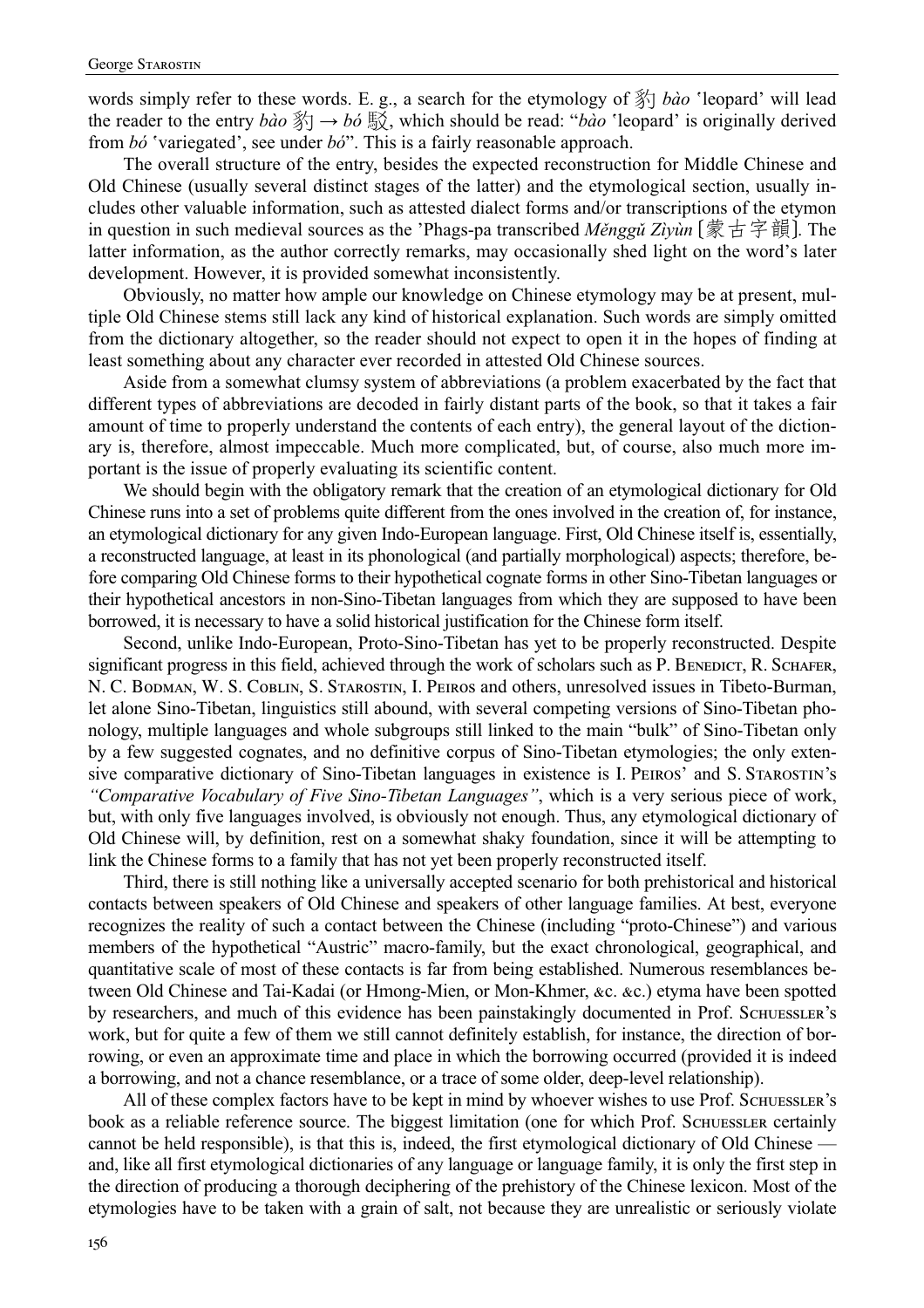words simply refer to these words. E. g., a search for the etymology of 豹 *bào* 'leopard' will lead the reader to the entry *bào* 豹 → *bó* 駁, which should be read: "*bào* 'leopard' is originally derived from *bó* 'variegated', see under *bó*". This is a fairly reasonable approach.

The overall structure of the entry, besides the expected reconstruction for Middle Chinese and Old Chinese (usually several distinct stages of the latter) and the etymological section, usually includes other valuable information, such as attested dialect forms and/or transcriptions of the etymon in question in such medieval sources as the 'Phags-pa transcribed *Měnggǔ Zìyùn* [蒙古字韻]. The latter information, as the author correctly remarks, may occasionally shed light on the word's later development. However, it is provided somewhat inconsistently.

Obviously, no matter how ample our knowledge on Chinese etymology may be at present, multiple Old Chinese stems still lack any kind of historical explanation. Such words are simply omitted from the dictionary altogether, so the reader should not expect to open it in the hopes of finding at least something about any character ever recorded in attested Old Chinese sources.

Aside from a somewhat clumsy system of abbreviations (a problem exacerbated by the fact that different types of abbreviations are decoded in fairly distant parts of the book, so that it takes a fair amount of time to properly understand the contents of each entry), the general layout of the dictionary is, therefore, almost impeccable. Much more complicated, but, of course, also much more important is the issue of properly evaluating its scientific content.

We should begin with the obligatory remark that the creation of an etymological dictionary for Old Chinese runs into a set of problems quite different from the ones involved in the creation of, for instance, an etymological dictionary for any given Indo-European language. First, Old Chinese itself is, essentially, a reconstructed language, at least in its phonological (and partially morphological) aspects; therefore, before comparing Old Chinese forms to their hypothetical cognate forms in other Sino-Tibetan languages or their hypothetical ancestors in non-Sino-Tibetan languages from which they are supposed to have been borrowed, it is necessary to have a solid historical justification for the Chinese form itself.

Second, unlike Indo-European, Proto-Sino-Tibetan has yet to be properly reconstructed. Despite significant progress in this field, achieved through the work of scholars such as P. Benedict, R. Schafer, N. C. Bodman, W. S. Coblin, S. Starostin, I. Peiros and others, unresolved issues in Tibeto-Burman, let alone Sino-Tibetan, linguistics still abound, with several competing versions of Sino-Tibetan phonology, multiple languages and whole subgroups still linked to the main "bulk" of Sino-Tibetan only by a few suggested cognates, and no definitive corpus of Sino-Tibetan etymologies; the only extensive comparative dictionary of Sino-Tibetan languages in existence is I. Peiros' and S. Starostin's *"Comparative Vocabulary of Five Sino-Tibetan Languages"*, which is a very serious piece of work, but, with only five languages involved, is obviously not enough. Thus, any etymological dictionary of Old Chinese will, by definition, rest on a somewhat shaky foundation, since it will be attempting to link the Chinese forms to a family that has not yet been properly reconstructed itself.

Third, there is still nothing like a universally accepted scenario for both prehistorical and historical contacts between speakers of Old Chinese and speakers of other language families. At best, everyone recognizes the reality of such a contact between the Chinese (including "proto-Chinese") and various members of the hypothetical "Austric" macro-family, but the exact chronological, geographical, and quantitative scale of most of these contacts is far from being established. Numerous resemblances between Old Chinese and Tai-Kadai (or Hmong-Mien, or Mon-Khmer, &c. &c.) etyma have been spotted by researchers, and much of this evidence has been painstakingly documented in Prof. Schuessler's work, but for quite a few of them we still cannot definitely establish, for instance, the direction of borrowing, or even an approximate time and place in which the borrowing occurred (provided it is indeed a borrowing, and not a chance resemblance, or a trace of some older, deep-level relationship).

All of these complex factors have to be kept in mind by whoever wishes to use Prof. Schuessler's book as a reliable reference source. The biggest limitation (one for which Prof. Schuessler certainly cannot be held responsible), is that this is, indeed, the first etymological dictionary of Old Chinese — and, like all first etymological dictionaries of any language or language family, it is only the first step in the direction of producing a thorough deciphering of the prehistory of the Chinese lexicon. Most of the etymologies have to be taken with a grain of salt, not because they are unrealistic or seriously violate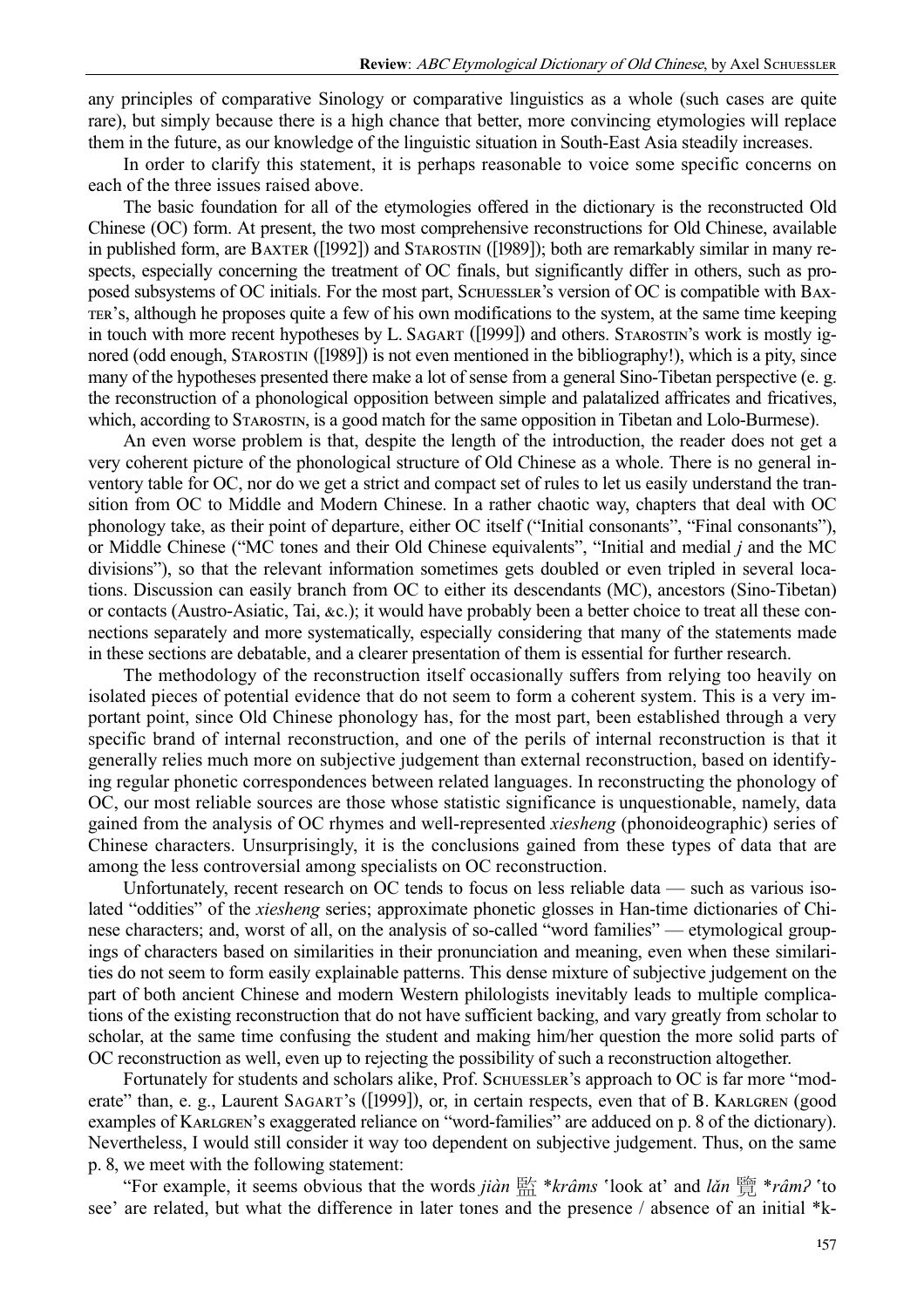any principles of comparative Sinology or comparative linguistics as a whole (such cases are quite rare), but simply because there is a high chance that better, more convincing etymologies will replace them in the future, as our knowledge of the linguistic situation in South-East Asia steadily increases.

In order to clarify this statement, it is perhaps reasonable to voice some specific concerns on each of the three issues raised above.

The basic foundation for all of the etymologies offered in the dictionary is the reconstructed Old Chinese (OC) form. At present, the two most comprehensive reconstructions for Old Chinese, available in published form, are Baxter ([1992]) and Starostin ([1989]); both are remarkably similar in many respects, especially concerning the treatment of OC finals, but significantly differ in others, such as proposed subsystems of OC initials. For the most part, Schuessler's version of OC is compatible with Baxter's, although he proposes quite a few of his own modifications to the system, at the same time keeping in touch with more recent hypotheses by L. Sagart ([1999]) and others. Starostin's work is mostly ignored (odd enough, Starostin ([1989]) is not even mentioned in the bibliography!), which is a pity, since many of the hypotheses presented there make a lot of sense from a general Sino-Tibetan perspective (e. g. the reconstruction of a phonological opposition between simple and palatalized affricates and fricatives, which, according to Starostin, is a good match for the same opposition in Tibetan and Lolo-Burmese).

An even worse problem is that, despite the length of the introduction, the reader does not get a very coherent picture of the phonological structure of Old Chinese as a whole. There is no general inventory table for OC, nor do we get a strict and compact set of rules to let us easily understand the transition from OC to Middle and Modern Chinese. In a rather chaotic way, chapters that deal with OC phonology take, as their point of departure, either OC itself ("Initial consonants", "Final consonants"), or Middle Chinese ("MC tones and their Old Chinese equivalents", "Initial and medial *j* and the MC divisions"), so that the relevant information sometimes gets doubled or even tripled in several locations. Discussion can easily branch from OC to either its descendants (MC), ancestors (Sino-Tibetan) or contacts (Austro-Asiatic, Tai, &c.); it would have probably been a better choice to treat all these connections separately and more systematically, especially considering that many of the statements made in these sections are debatable, and a clearer presentation of them is essential for further research.

The methodology of the reconstruction itself occasionally suffers from relying too heavily on isolated pieces of potential evidence that do not seem to form a coherent system. This is a very important point, since Old Chinese phonology has, for the most part, been established through a very specific brand of internal reconstruction, and one of the perils of internal reconstruction is that it generally relies much more on subjective judgement than external reconstruction, based on identifying regular phonetic correspondences between related languages. In reconstructing the phonology of OC, our most reliable sources are those whose statistic significance is unquestionable, namely, data gained from the analysis of OC rhymes and well-represented *xiesheng* (phonoideographic) series of Chinese characters. Unsurprisingly, it is the conclusions gained from these types of data that are among the less controversial among specialists on OC reconstruction.

Unfortunately, recent research on OC tends to focus on less reliable data — such as various isolated "oddities" of the *xiesheng* series; approximate phonetic glosses in Han-time dictionaries of Chinese characters; and, worst of all, on the analysis of so-called "word families" — etymological groupings of characters based on similarities in their pronunciation and meaning, even when these similarities do not seem to form easily explainable patterns. This dense mixture of subjective judgement on the part of both ancient Chinese and modern Western philologists inevitably leads to multiple complications of the existing reconstruction that do not have sufficient backing, and vary greatly from scholar to scholar, at the same time confusing the student and making him/her question the more solid parts of OC reconstruction as well, even up to rejecting the possibility of such a reconstruction altogether.

Fortunately for students and scholars alike, Prof. Schuessler's approach to OC is far more "moderate" than, e. g., Laurent Sagart's ([1999]), or, in certain respects, even that of B. Karlgren (good examples of Karlgren's exaggerated reliance on "word-families" are adduced on p. 8 of the dictionary). Nevertheless, I would still consider it way too dependent on subjective judgement. Thus, on the same p. 8, we meet with the following statement:

"For example, it seems obvious that the words *jiàn* 監 **krâms* 'look at' and *lǎn* 覽 **râmʔ* 'to see' are related, but what the difference in later tones and the presence / absence of an initial *k-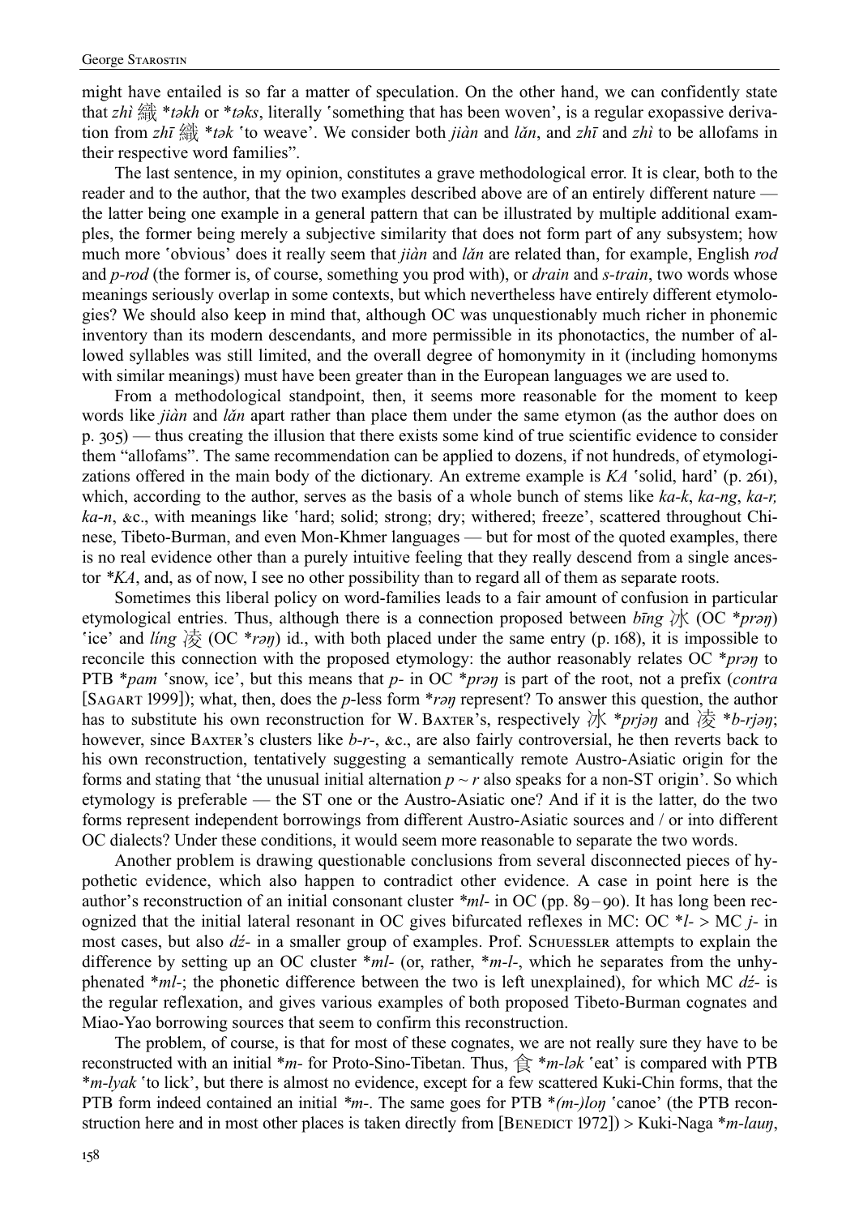might have entailed is so far a matter of speculation. On the other hand, we can confidently state that *zhì* 織 \**təkh* or \**təks*, literally 'something that has been woven', is a regular exopassive derivation from *zhī* 織 \**tək* 'to weave'. We consider both *jiàn* and *lǎn*, and *zhī* and *zhì* to be allofams in their respective word families".

The last sentence, in my opinion, constitutes a grave methodological error. It is clear, both to the reader and to the author, that the two examples described above are of an entirely different nature — the latter being one example in a general pattern that can be illustrated by multiple additional examples, the former being merely a subjective similarity that does not form part of any subsystem; how much more 'obvious' does it really seem that *jiàn* and *lǎn* are related than, for example, English *rod* and *p-rod* (the former is, of course, something you prod with), or *drain* and *s-train*, two words whose meanings seriously overlap in some contexts, but which nevertheless have entirely different etymologies? We should also keep in mind that, although OC was unquestionably much richer in phonemic inventory than its modern descendants, and more permissible in its phonotactics, the number of allowed syllables was still limited, and the overall degree of homonymity in it (including homonyms with similar meanings) must have been greater than in the European languages we are used to.

From a methodological standpoint, then, it seems more reasonable for the moment to keep words like *jiàn* and *lǎn* apart rather than place them under the same etymon (as the author does on p. 305) — thus creating the illusion that there exists some kind of true scientific evidence to consider them "allofams". The same recommendation can be applied to dozens, if not hundreds, of etymologizations offered in the main body of the dictionary. An extreme example is *KA* 'solid, hard' (p. 261), which, according to the author, serves as the basis of a whole bunch of stems like *ka-k*, *ka-ng*, *ka-r, ka-n*, &c., with meanings like 'hard; solid; strong; dry; withered; freeze', scattered throughout Chinese, Tibeto-Burman, and even Mon-Khmer languages — but for most of the quoted examples, there is no real evidence other than a purely intuitive feeling that they really descend from a single ancestor \**KA*, and, as of now, I see no other possibility than to regard all of them as separate roots.

Sometimes this liberal policy on word-families leads to a fair amount of confusion in particular etymological entries. Thus, although there is a connection proposed between *bīng* 冰 (OC \**prəŋ*) 'ice' and *líng* 凌 (OC \**rəŋ*) id., with both placed under the same entry (p. 168), it is impossible to reconcile this connection with the proposed etymology: the author reasonably relates OC \**prəŋ* to PTB \**pam* 'snow, ice', but this means that *p-* in OC \**prəŋ* is part of the root, not a prefix (*contra* [Sagart 1999]); what, then, does the *p*-less form \**rəŋ* represent? To answer this question, the author has to substitute his own reconstruction for W. Baxter's, respectively 冰 \**prjəŋ* and 凌 \**b-rjəŋ*; however, since Baxter's clusters like *b-r-*, &c., are also fairly controversial, he then reverts back to his own reconstruction, tentatively suggesting a semantically remote Austro-Asiatic origin for the forms and stating that 'the unusual initial alternation *p* ~ *r* also speaks for a non-ST origin'. So which etymology is preferable — the ST one or the Austro-Asiatic one? And if it is the latter, do the two forms represent independent borrowings from different Austro-Asiatic sources and / or into different OC dialects? Under these conditions, it would seem more reasonable to separate the two words.

Another problem is drawing questionable conclusions from several disconnected pieces of hypothetic evidence, which also happen to contradict other evidence. A case in point here is the author's reconstruction of an initial consonant cluster \**ml-* in OC (pp. 89–90). It has long been recognized that the initial lateral resonant in OC gives bifurcated reflexes in MC: OC \**l-* > MC *j-* in most cases, but also *dź-* in a smaller group of examples. Prof. Schuessler attempts to explain the difference by setting up an OC cluster \**ml-* (or, rather, \**m-l-*, which he separates from the unhyphenated \**ml-*; the phonetic difference between the two is left unexplained), for which MC *dź-* is the regular reflexation, and gives various examples of both proposed Tibeto-Burman cognates and Miao-Yao borrowing sources that seem to confirm this reconstruction.

The problem, of course, is that for most of these cognates, we are not really sure they have to be reconstructed with an initial \**m-* for Proto-Sino-Tibetan. Thus, 食 \**m-lək* 'eat' is compared with PTB \**m-lyak* 'to lick', but there is almost no evidence, except for a few scattered Kuki-Chin forms, that the PTB form indeed contained an initial \**m-*. The same goes for PTB \**(m-)loŋ* 'canoe' (the PTB reconstruction here and in most other places is taken directly from [Benedict 1972]) > Kuki-Naga \**m-lauŋ*,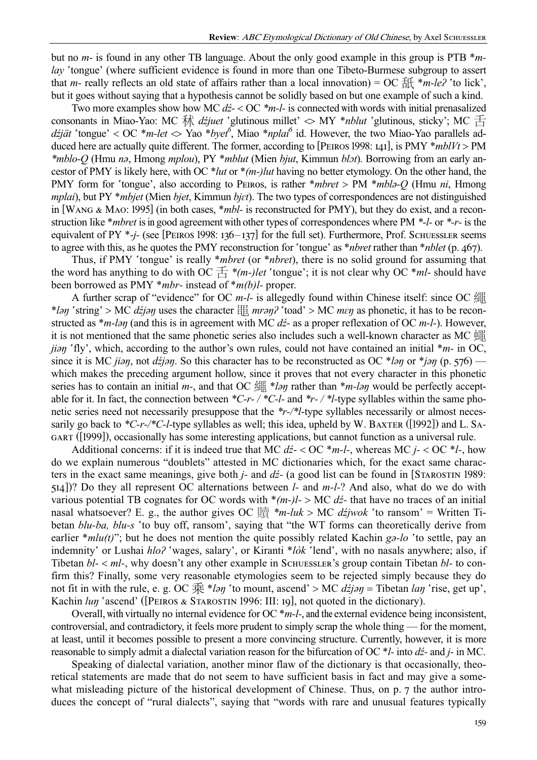but no *m-* is found in any other TB language. About the only good example in this group is PTB **m-lay* 'tongue' (where sufficient evidence is found in more than one Tibeto-Burmese subgroup to assert that *m-* really reflects an old state of affairs rather than a local innovation) = OC 舐 **m-leʔ* 'to lick', but it goes without saying that a hypothesis cannot be solidly based on but one example of such a kind.

Two more examples show how MC *dź-* < OC **m-l-* is connected with words with initial prenasalized consonants in Miao-Yao: MC 秫 *dźjuet* 'glutinous millet' <> MY **nblut* 'glutinous, sticky'; MC 舌 *dźjät* 'tongue' < OC **m-let* <> Yao **byet*[6], Miao **nplai*[6] id. However, the two Miao-Yao parallels adduced here are actually quite different. The former, according to [Peiros 1998: 141], is PMY **mblVt* > PM **mblo-Q* (Hmu *nə*, Hmong *mplou*), PY **mblut* (Mien *bjut*, Kimmun *blɔt*). Borrowing from an early ancestor of PMY is likely here, with OC **lut* or **(m-)lut* having no better etymology. On the other hand, the PMY form for 'tongue', also according to Peiros, is rather **mbret* > PM **mblə-Q* (Hmu *ni*, Hmong *mplai*), but PY **mbjet* (Mien *bjet*, Kimmun *bjɛt*). The two types of correspondences are not distinguished in [Wang & Mao: 1995] (in both cases, **mbl-* is reconstructed for PMY), but they do exist, and a reconstruction like **mbret* is in good agreement with other types of correspondences where PM **-l-* or **-r-* is the equivalent of PY **-j-* (see [Peiros 1998: 136–137] for the full set). Furthermore, Prof. Schuessler seems to agree with this, as he quotes the PMY reconstruction for 'tongue' as **nbret* rather than **nblet* (p. 467).

Thus, if PMY 'tongue' is really **mbret* (or **nbret*), there is no solid ground for assuming that the word has anything to do with OC 舌 **(m-)let* 'tongue'; it is not clear why OC **ml-* should have been borrowed as PMY **mbr-* instead of **m(b)l-* proper.

A further scrap of "evidence" for OC *m-l-* is allegedly found within Chinese itself: since OC 繩 **ləŋ* 'string' > MC *dźjəŋ* uses the character 黽 *mrəŋʔ* 'toad' > MC *mɛŋ* as phonetic, it has to be reconstructed as **m-ləŋ* (and this is in agreement with MC *dź-* as a proper reflexation of OC *m-l-*). However, it is not mentioned that the same phonetic series also includes such a well-known character as MC 蠅 *jiəŋ* 'fly', which, according to the author's own rules, could not have contained an initial **m-* in OC, since it is MC *jiəŋ*, not *dźjəŋ*. So this character has to be reconstructed as OC **ləŋ* or **jəŋ* (p. 576) — which makes the preceding argument hollow, since it proves that not every character in this phonetic series has to contain an initial *m-*, and that OC 繩 **ləŋ* rather than **m-ləŋ* would be perfectly acceptable for it. In fact, the connection between **C-r-* / **C-l-* and **r-* / **l-*type syllables within the same phonetic series need not necessarily presuppose that the **r-*/**l-*type syllables necessarily or almost necessarily go back to **C-r-*/**C-l-*type syllables as well; this idea, upheld by W. Baxter ([1992]) and L. Sagart ([1999]), occasionally has some interesting applications, but cannot function as a universal rule.

Additional concerns: if it is indeed true that MC *dź-* < OC **m-l-*, whereas MC *j-* < OC **l-*, how do we explain numerous "doublets" attested in MC dictionaries which, for the exact same characters in the exact same meanings, give both *j-* and *dź-* (a good list can be found in [Starostin 1989: 514])? Do they all represent OC alternations between *l-* and *m-l-*? And also, what do we do with various potential TB cognates for OC words with **(m-)l-* > MC *dź-* that have no traces of an initial nasal whatsoever? E. g., the author gives OC 贖 **m-luk* > MC *dźjwok* 'to ransom' = Written Tibetan *blu-ba, blu-s* 'to buy off, ransom', saying that "the WT forms can theoretically derive from earlier **mlu(t)*"; but he does not mention the quite possibly related Kachin *gə-lo* 'to settle, pay an indemnity' or Lushai *hloʔ* 'wages, salary', or Kiranti **lòk* 'lend', with no nasals anywhere; also, if Tibetan *bl-* < *ml-*, why doesn't any other example in Schuessler's group contain Tibetan *bl-* to confirm this? Finally, some very reasonable etymologies seem to be rejected simply because they do not fit in with the rule, e. g. OC 乘 **ləŋ* 'to mount, ascend' > MC *dźjəŋ* = Tibetan *laŋ* 'rise, get up', Kachin *luŋ* 'ascend' ([Peiros & Starostin 1996: III: 19], not quoted in the dictionary).

Overall, with virtually no internal evidence for OC **m-l-*, and the external evidence being inconsistent, controversial, and contradictory, it feels more prudent to simply scrap the whole thing — for the moment, at least, until it becomes possible to present a more convincing structure. Currently, however, it is more reasonable to simply admit a dialectal variation reason for the bifurcation of OC **l-* into *dź-* and *j-* in MC.

Speaking of dialectal variation, another minor flaw of the dictionary is that occasionally, theoretical statements are made that do not seem to have sufficient basis in fact and may give a somewhat misleading picture of the historical development of Chinese. Thus, on p. 7 the author introduces the concept of "rural dialects", saying that "words with rare and unusual features typically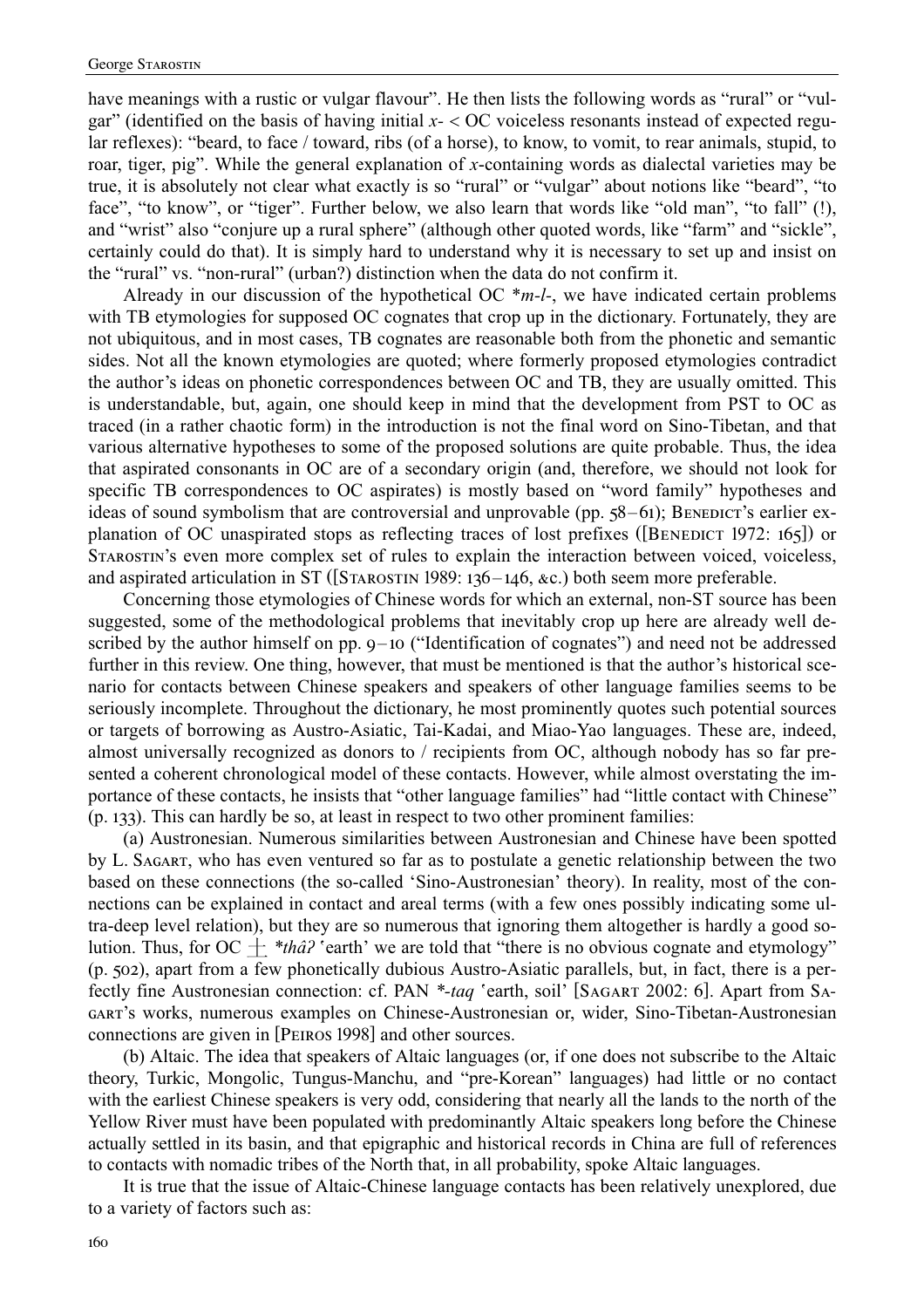have meanings with a rustic or vulgar flavour". He then lists the following words as "rural" or "vulgar" (identified on the basis of having initial *x*- < OC voiceless resonants instead of expected regular reflexes): "beard, to face / toward, ribs (of a horse), to know, to vomit, to rear animals, stupid, to roar, tiger, pig". While the general explanation of *x*-containing words as dialectal varieties may be true, it is absolutely not clear what exactly is so "rural" or "vulgar" about notions like "beard", "to face", "to know", or "tiger". Further below, we also learn that words like "old man", "to fall" (!), and "wrist" also "conjure up a rural sphere" (although other quoted words, like "farm" and "sickle", certainly could do that). It is simply hard to understand why it is necessary to set up and insist on the "rural" vs. "non-rural" (urban?) distinction when the data do not confirm it.

Already in our discussion of the hypothetical OC **m-l-*, we have indicated certain problems with TB etymologies for supposed OC cognates that crop up in the dictionary. Fortunately, they are not ubiquitous, and in most cases, TB cognates are reasonable both from the phonetic and semantic sides. Not all the known etymologies are quoted; where formerly proposed etymologies contradict the author's ideas on phonetic correspondences between OC and TB, they are usually omitted. This is understandable, but, again, one should keep in mind that the development from PST to OC as traced (in a rather chaotic form) in the introduction is not the final word on Sino-Tibetan, and that various alternative hypotheses to some of the proposed solutions are quite probable. Thus, the idea that aspirated consonants in OC are of a secondary origin (and, therefore, we should not look for specific TB correspondences to OC aspirates) is mostly based on "word family" hypotheses and ideas of sound symbolism that are controversial and unprovable (pp. 58–61); Benedict's earlier explanation of OC unaspirated stops as reflecting traces of lost prefixes ([Benedict 1972: 165]) or Starostin's even more complex set of rules to explain the interaction between voiced, voiceless, and aspirated articulation in ST ([Starostin 1989: 136–146, &c.) both seem more preferable.

Concerning those etymologies of Chinese words for which an external, non-ST source has been suggested, some of the methodological problems that inevitably crop up here are already well described by the author himself on pp. 9–10 ("Identification of cognates") and need not be addressed further in this review. One thing, however, that must be mentioned is that the author's historical scenario for contacts between Chinese speakers and speakers of other language families seems to be seriously incomplete. Throughout the dictionary, he most prominently quotes such potential sources or targets of borrowing as Austro-Asiatic, Tai-Kadai, and Miao-Yao languages. These are, indeed, almost universally recognized as donors to / recipients from OC, although nobody has so far presented a coherent chronological model of these contacts. However, while almost overstating the importance of these contacts, he insists that "other language families" had "little contact with Chinese" (p. 133). This can hardly be so, at least in respect to two other prominent families:

(a) Austronesian. Numerous similarities between Austronesian and Chinese have been spotted by L. Sagart, who has even ventured so far as to postulate a genetic relationship between the two based on these connections (the so-called 'Sino-Austronesian' theory). In reality, most of the connections can be explained in contact and areal terms (with a few ones possibly indicating some ultra-deep level relation), but they are so numerous that ignoring them altogether is hardly a good solution. Thus, for OC 土 **thâʔ* 'earth' we are told that "there is no obvious cognate and etymology" (p. 502), apart from a few phonetically dubious Austro-Asiatic parallels, but, in fact, there is a perfectly fine Austronesian connection: cf. PAN **-taq* 'earth, soil' [Sagart 2002: 6]. Apart from Sagart's works, numerous examples on Chinese-Austronesian or, wider, Sino-Tibetan-Austronesian connections are given in [Peiros 1998] and other sources.

(b) Altaic. The idea that speakers of Altaic languages (or, if one does not subscribe to the Altaic theory, Turkic, Mongolic, Tungus-Manchu, and "pre-Korean" languages) had little or no contact with the earliest Chinese speakers is very odd, considering that nearly all the lands to the north of the Yellow River must have been populated with predominantly Altaic speakers long before the Chinese actually settled in its basin, and that epigraphic and historical records in China are full of references to contacts with nomadic tribes of the North that, in all probability, spoke Altaic languages.

It is true that the issue of Altaic-Chinese language contacts has been relatively unexplored, due to a variety of factors such as: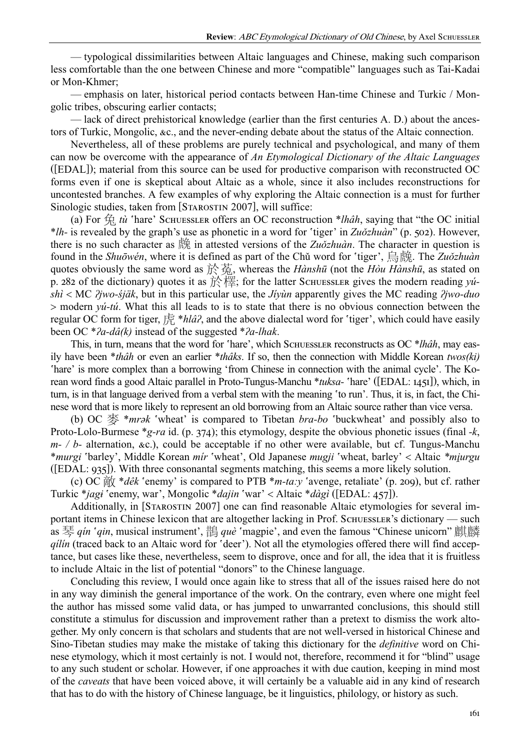— typological dissimilarities between Altaic languages and Chinese, making such comparison less comfortable than the one between Chinese and more "compatible" languages such as Tai-Kadai or Mon-Khmer;

— emphasis on later, historical period contacts between Han-time Chinese and Turkic / Mongolic tribes, obscuring earlier contacts;

— lack of direct prehistorical knowledge (earlier than the first centuries A. D.) about the ancestors of Turkic, Mongolic, &c., and the never-ending debate about the status of the Altaic connection.

Nevertheless, all of these problems are purely technical and psychological, and many of them can now be overcome with the appearance of *An Etymological Dictionary of the Altaic Languages* ([EDAL]); material from this source can be used for productive comparison with reconstructed OC forms even if one is skeptical about Altaic as a whole, since it also includes reconstructions for uncontested branches. A few examples of why exploring the Altaic connection is a must for further Sinologic studies, taken from [STAROSTIN 2007], will suffice:

(a) For 兔 *tù* 'hare' SCHUESSLER offers an OC reconstruction **lhâh*, saying that "the OC initial **lh-* is revealed by the graph's use as phonetic in a word for 'tiger' in *Zuǒzhuàn*" (p. 502). However, there is no such character as 䖘 in attested versions of the *Zuǒzhuàn*. The character in question is found in the *Shuōwén*, where it is defined as part of the Chǔ word for 'tiger', 烏䖘. The *Zuǒzhuàn* quotes obviously the same word as 於菟, whereas the *Hànshū* (not the *Hòu Hànshū*, as stated on p. 282 of the dictionary) quotes it as 於檡; for the latter SCHUESSLER gives the modern reading *yúshì* < MC *ʔjwo-śjäk*, but in this particular use, the *Jíyùn* apparently gives the MC reading *ʔjwo-duo* > modern *yú-tú*. What this all leads to is to state that there is no obvious connection between the regular OC form for tiger, 虎 **hlâʔ*, and the above dialectal word for 'tiger', which could have easily been OC **ʔa-dâ(k)* instead of the suggested **ʔa-lhak*.

This, in turn, means that the word for 'hare', which SCHUESSLER reconstructs as OC **lhâh*, may easily have been **thâh* or even an earlier **thâks*. If so, then the connection with Middle Korean *twos(ki)* 'hare' is more complex than a borrowing 'from Chinese in connection with the animal cycle'. The Korean word finds a good Altaic parallel in Proto-Tungus-Manchu **tuksa-* 'hare' ([EDAL: 1451]), which, in turn, is in that language derived from a verbal stem with the meaning 'to run'. Thus, it is, in fact, the Chinese word that is more likely to represent an old borrowing from an Altaic source rather than vice versa.

(b) OC 麥 **mrək* 'wheat' is compared to Tibetan *bra-bo* 'buckwheat' and possibly also to Proto-Lolo-Burmese **g-ra* id. (p. 374); this etymology, despite the obvious phonetic issues (final *-k*, *m- / b-* alternation, &c.), could be acceptable if no other were available, but cf. Tungus-Manchu **murgi* 'barley', Middle Korean *mír* 'wheat', Old Japanese *mugji* 'wheat, barley' < Altaic **mi̯urgu* ([EDAL: 935]). With three consonantal segments matching, this seems a more likely solution.

(c) OC 敵 **dêk* 'enemy' is compared to PTB **m-ta:y* 'avenge, retaliate' (p. 209), but cf. rather Turkic **jagɨ* 'enemy, war', Mongolic **dajin* 'war' < Altaic **dàgì* ([EDAL: 457]).

Additionally, in [STAROSTIN 2007] one can find reasonable Altaic etymologies for several important items in Chinese lexicon that are altogether lacking in Prof. SCHUESSLER's dictionary — such as 琴 *qín* 'qin, musical instrument', 鵲 *què* 'magpie', and even the famous "Chinese unicorn" 麒麟 *qílín* (traced back to an Altaic word for 'deer'). Not all the etymologies offered there will find acceptance, but cases like these, nevertheless, seem to disprove, once and for all, the idea that it is fruitless to include Altaic in the list of potential "donors" to the Chinese language.

Concluding this review, I would once again like to stress that all of the issues raised here do not in any way diminish the general importance of the work. On the contrary, even where one might feel the author has missed some valid data, or has jumped to unwarranted conclusions, this should still constitute a stimulus for discussion and improvement rather than a pretext to dismiss the work altogether. My only concern is that scholars and students that are not well-versed in historical Chinese and Sino-Tibetan studies may make the mistake of taking this dictionary for the *definitive* word on Chinese etymology, which it most certainly is not. I would not, therefore, recommend it for "blind" usage to any such student or scholar. However, if one approaches it with due caution, keeping in mind most of the *caveats* that have been voiced above, it will certainly be a valuable aid in any kind of research that has to do with the history of Chinese language, be it linguistics, philology, or history as such.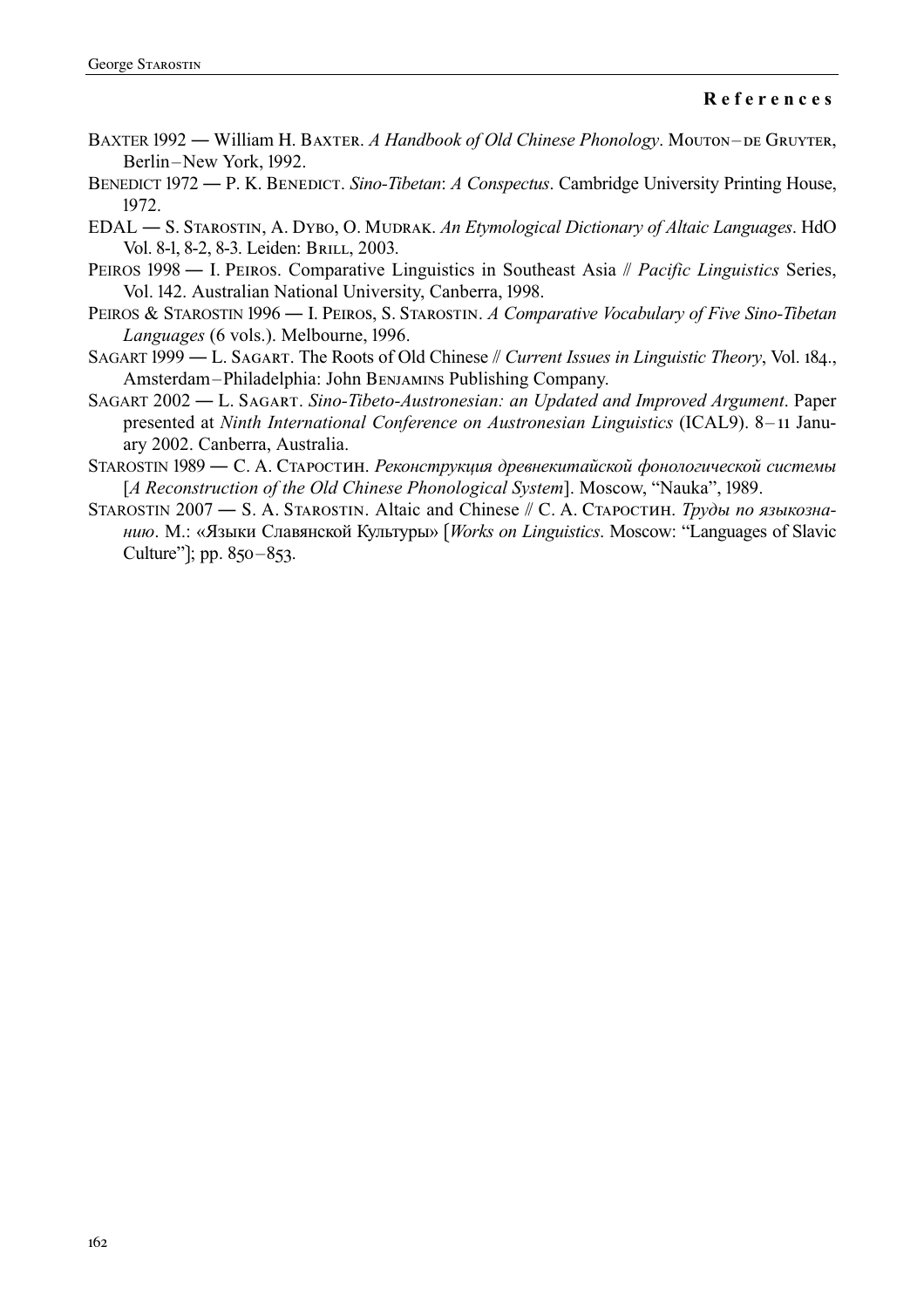## References

BAXTER 1992 — William H. BAXTER. *A Handbook of Old Chinese Phonology*. MOUTON – DE GRUYTER, Berlin – New York, 1992.

BENEDICT 1972 — P. K. BENEDICT. *Sino-Tibetan*: *A Conspectus*. Cambridge University Printing House, 1972.

EDAL — S. STAROSTIN, A. DYBO, O. MUDRAK. *An Etymological Dictionary of Altaic Languages*. HdO Vol. 8-1, 8-2, 8-3. Leiden: BRILL, 2003.

PEIROS 1998 — I. PEIROS. Comparative Linguistics in Southeast Asia // *Pacific Linguistics* Series, Vol. 142. Australian National University, Canberra, 1998.

PEIROS & STAROSTIN 1996 — I. PEIROS, S. STAROSTIN. *A Comparative Vocabulary of Five Sino-Tibetan Languages* (6 vols.). Melbourne, 1996.

SAGART 1999 — L. SAGART. The Roots of Old Chinese // *Current Issues in Linguistic Theory*, Vol. 184., Amsterdam – Philadelphia: John BENJAMINS Publishing Company.

SAGART 2002 — L. SAGART. *Sino-Tibeto-Austronesian: an Updated and Improved Argument*. Paper presented at *Ninth International Conference on Austronesian Linguistics* (ICAL9). 8 – 11 January 2002. Canberra, Australia.

STAROSTIN 1989 — С. А. СТАРОСТИН. *Реконструкция древнекитайской фонологической системы* [*A Reconstruction of the Old Chinese Phonological System*]. Moscow, "Nauka", 1989.

STAROSTIN 2007 — S. A. STAROSTIN. Altaic and Chinese // С. А. СТАРОСТИН. *Труды по языкознанию*. М.: «Языки Славянской Культуры» [*Works on Linguistics*. Moscow: "Languages of Slavic Culture"]; pp. 850 – 853.